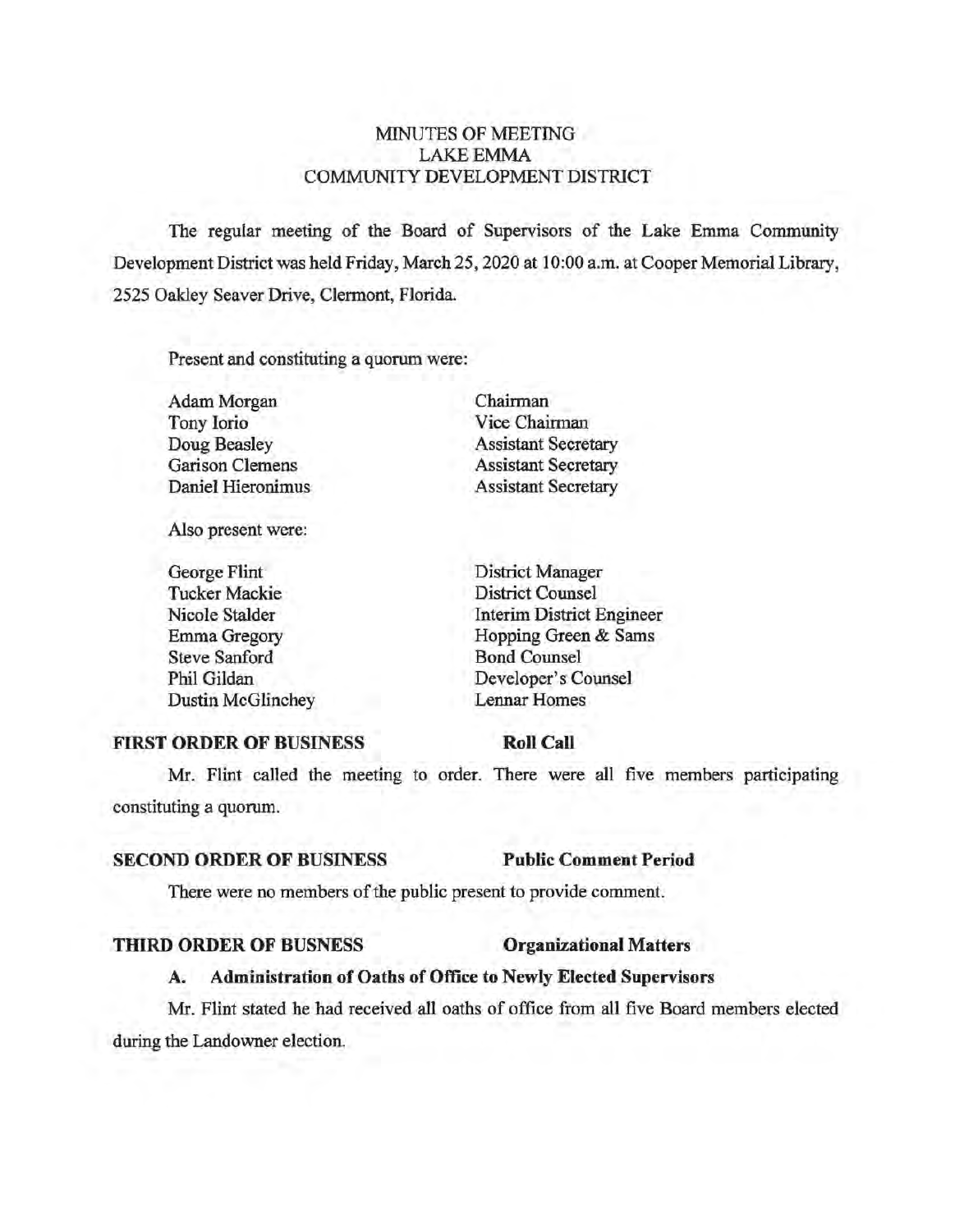# MINUTES OF MEETING
# LAKE EMMA
# COMMUNITY DEVELOPMENT DISTRICT

The regular meeting of the Board of Supervisors of the Lake Emma Community Development District was held Friday, March 25, 2020 at 10:00 a.m. at Cooper Memorial Library, 2525 Oakley Seaver Drive, Clermont, Florida.

Present and constituting a quorum were:

| | |
|---|---|
| Adam Morgan | Chairman |
| Tony Iorio | Vice Chairman |
| Doug Beasley | Assistant Secretary |
| Garison Clemens | Assistant Secretary |
| Daniel Hieronimus | Assistant Secretary |

Also present were:

| | |
|---|---|
| George Flint | District Manager |
| Tucker Mackie | District Counsel |
| Nicole Stalder | Interim District Engineer |
| Emma Gregory | Hopping Green & Sams |
| Steve Sanford | Bond Counsel |
| Phil Gildan | Developer's Counsel |
| Dustin McGlinchey | Lennar Homes |

**FIRST ORDER OF BUSINESS** **Roll Call**

Mr. Flint called the meeting to order. There were all five members participating constituting a quorum.

**SECOND ORDER OF BUSINESS** **Public Comment Period**

There were no members of the public present to provide comment.

**THIRD ORDER OF BUSNESS** **Organizational Matters**

**A. Administration of Oaths of Office to Newly Elected Supervisors**

Mr. Flint stated he had received all oaths of office from all five Board members elected during the Landowner election.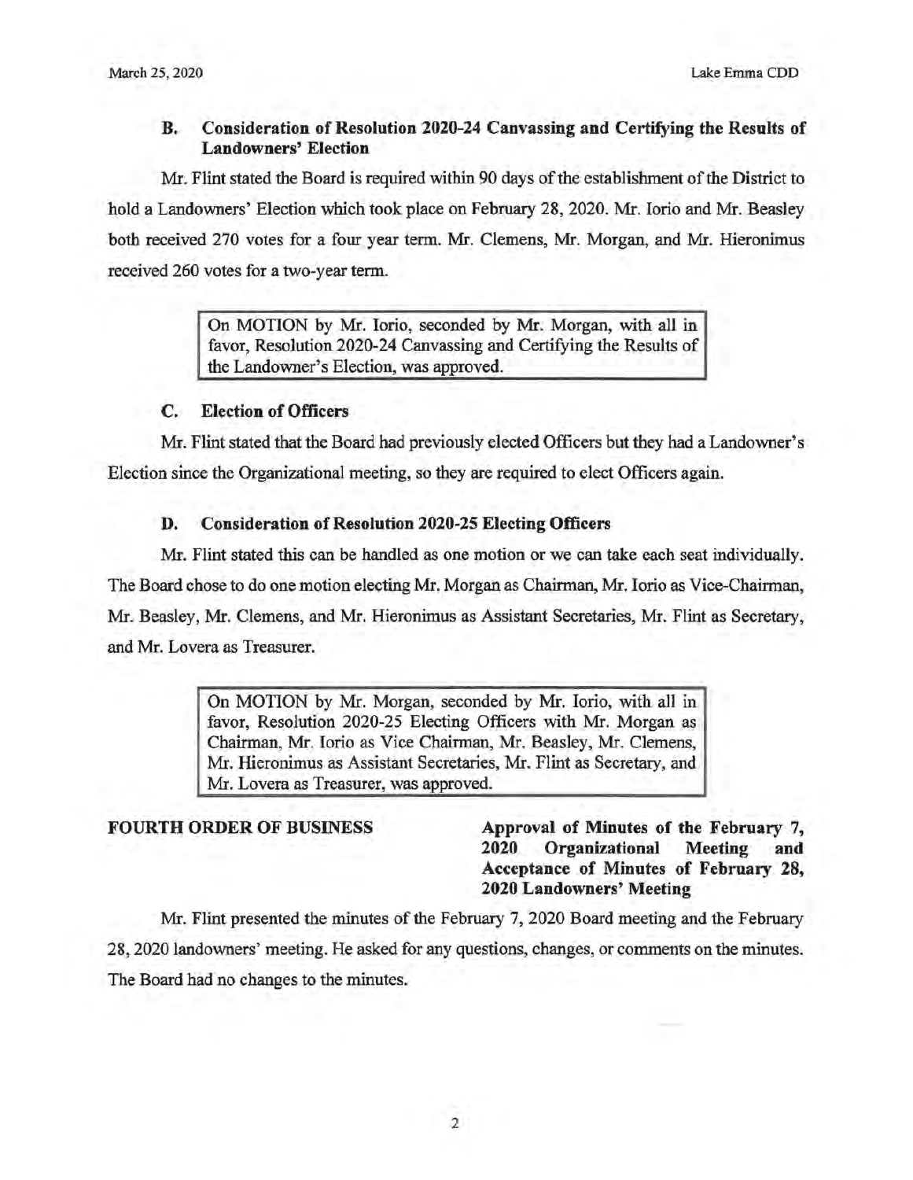### B. Consideration of Resolution 2020-24 Canvassing and Certifying the Results of Landowners' Election

Mr. Flint stated the Board is required within 90 days of the establishment of the District to hold a Landowners' Election which took place on February 28, 2020. Mr. Iorio and Mr. Beasley both received 270 votes for a four year term. Mr. Clemens, Mr. Morgan, and Mr. Hieronimus received 260 votes for a two-year term.

> On MOTION by Mr. Iorio, seconded by Mr. Morgan, with all in favor, Resolution 2020-24 Canvassing and Certifying the Results of the Landowner's Election, was approved.

### C. Election of Officers

Mr. Flint stated that the Board had previously elected Officers but they had a Landowner's Election since the Organizational meeting, so they are required to elect Officers again.

### D. Consideration of Resolution 2020-25 Electing Officers

Mr. Flint stated this can be handled as one motion or we can take each seat individually. The Board chose to do one motion electing Mr. Morgan as Chairman, Mr. Iorio as Vice-Chairman, Mr. Beasley, Mr. Clemens, and Mr. Hieronimus as Assistant Secretaries, Mr. Flint as Secretary, and Mr. Lovera as Treasurer.

> On MOTION by Mr. Morgan, seconded by Mr. Iorio, with all in favor, Resolution 2020-25 Electing Officers with Mr. Morgan as Chairman, Mr. Iorio as Vice Chairman, Mr. Beasley, Mr. Clemens, Mr. Hieronimus as Assistant Secretaries, Mr. Flint as Secretary, and Mr. Lovera as Treasurer, was approved.

**FOURTH ORDER OF BUSINESS** **Approval of Minutes of the February 7, 2020 Organizational Meeting and Acceptance of Minutes of February 28, 2020 Landowners' Meeting**

Mr. Flint presented the minutes of the February 7, 2020 Board meeting and the February 28, 2020 landowners' meeting. He asked for any questions, changes, or comments on the minutes. The Board had no changes to the minutes.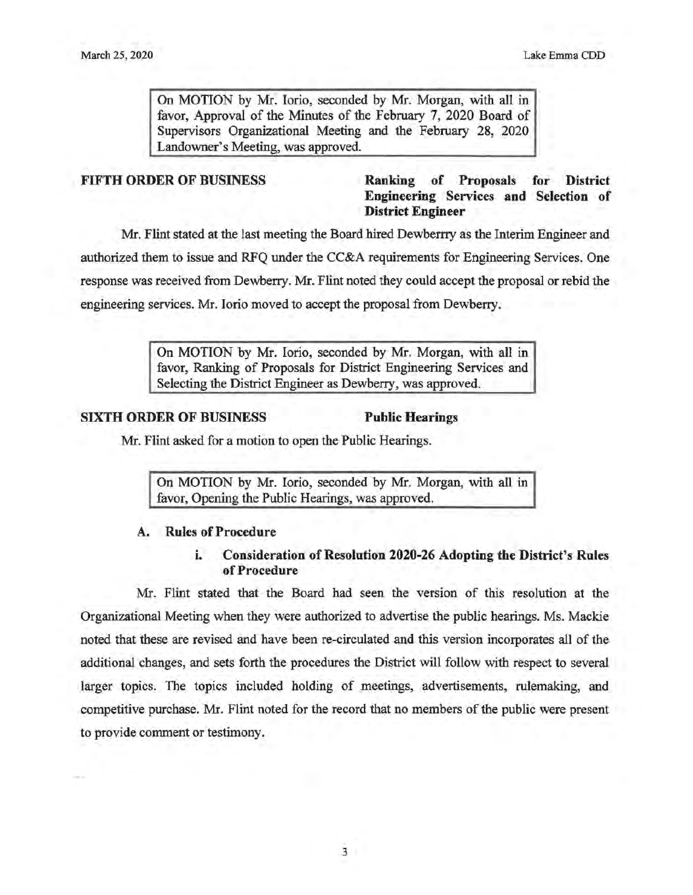> On MOTION by Mr. Iorio, seconded by Mr. Morgan, with all in favor, Approval of the Minutes of the February 7, 2020 Board of Supervisors Organizational Meeting and the February 28, 2020 Landowner's Meeting, was approved.

**FIFTH ORDER OF BUSINESS** — **Ranking of Proposals for District Engineering Services and Selection of District Engineer**

Mr. Flint stated at the last meeting the Board hired Dewberrry as the Interim Engineer and authorized them to issue and RFQ under the CC&A requirements for Engineering Services. One response was received from Dewberry. Mr. Flint noted they could accept the proposal or rebid the engineering services. Mr. Iorio moved to accept the proposal from Dewberry.

> On MOTION by Mr. Iorio, seconded by Mr. Morgan, with all in favor, Ranking of Proposals for District Engineering Services and Selecting the District Engineer as Dewberry, was approved.

**SIXTH ORDER OF BUSINESS** — **Public Hearings**

Mr. Flint asked for a motion to open the Public Hearings.

> On MOTION by Mr. Iorio, seconded by Mr. Morgan, with all in favor, Opening the Public Hearings, was approved.

**A. Rules of Procedure**

**i. Consideration of Resolution 2020-26 Adopting the District's Rules of Procedure**

Mr. Flint stated that the Board had seen the version of this resolution at the Organizational Meeting when they were authorized to advertise the public hearings. Ms. Mackie noted that these are revised and have been re-circulated and this version incorporates all of the additional changes, and sets forth the procedures the District will follow with respect to several larger topics. The topics included holding of meetings, advertisements, rulemaking, and competitive purchase. Mr. Flint noted for the record that no members of the public were present to provide comment or testimony.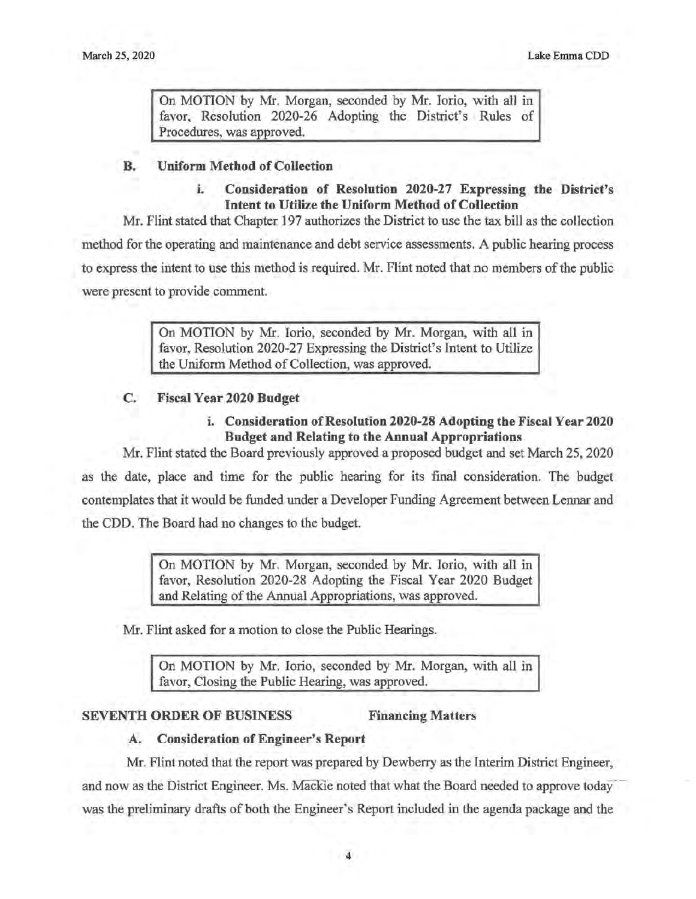On MOTION by Mr. Morgan, seconded by Mr. Iorio, with all in favor, Resolution 2020-26 Adopting the District's Rules of Procedures, was approved.

### B. Uniform Method of Collection

#### i. Consideration of Resolution 2020-27 Expressing the District's Intent to Utilize the Uniform Method of Collection

Mr. Flint stated that Chapter 197 authorizes the District to use the tax bill as the collection method for the operating and maintenance and debt service assessments. A public hearing process to express the intent to use this method is required. Mr. Flint noted that no members of the public were present to provide comment.

On MOTION by Mr. Iorio, seconded by Mr. Morgan, with all in favor, Resolution 2020-27 Expressing the District's Intent to Utilize the Uniform Method of Collection, was approved.

### C. Fiscal Year 2020 Budget

#### i. Consideration of Resolution 2020-28 Adopting the Fiscal Year 2020 Budget and Relating to the Annual Appropriations

Mr. Flint stated the Board previously approved a proposed budget and set March 25, 2020 as the date, place and time for the public hearing for its final consideration. The budget contemplates that it would be funded under a Developer Funding Agreement between Lennar and the CDD. The Board had no changes to the budget.

On MOTION by Mr. Morgan, seconded by Mr. Iorio, with all in favor, Resolution 2020-28 Adopting the Fiscal Year 2020 Budget and Relating of the Annual Appropriations, was approved.

Mr. Flint asked for a motion to close the Public Hearings.

On MOTION by Mr. Iorio, seconded by Mr. Morgan, with all in favor, Closing the Public Hearing, was approved.

## SEVENTH ORDER OF BUSINESS — Financing Matters

### A. Consideration of Engineer's Report

Mr. Flint noted that the report was prepared by Dewberry as the Interim District Engineer, and now as the District Engineer. Ms. Mackie noted that what the Board needed to approve today was the preliminary drafts of both the Engineer's Report included in the agenda package and the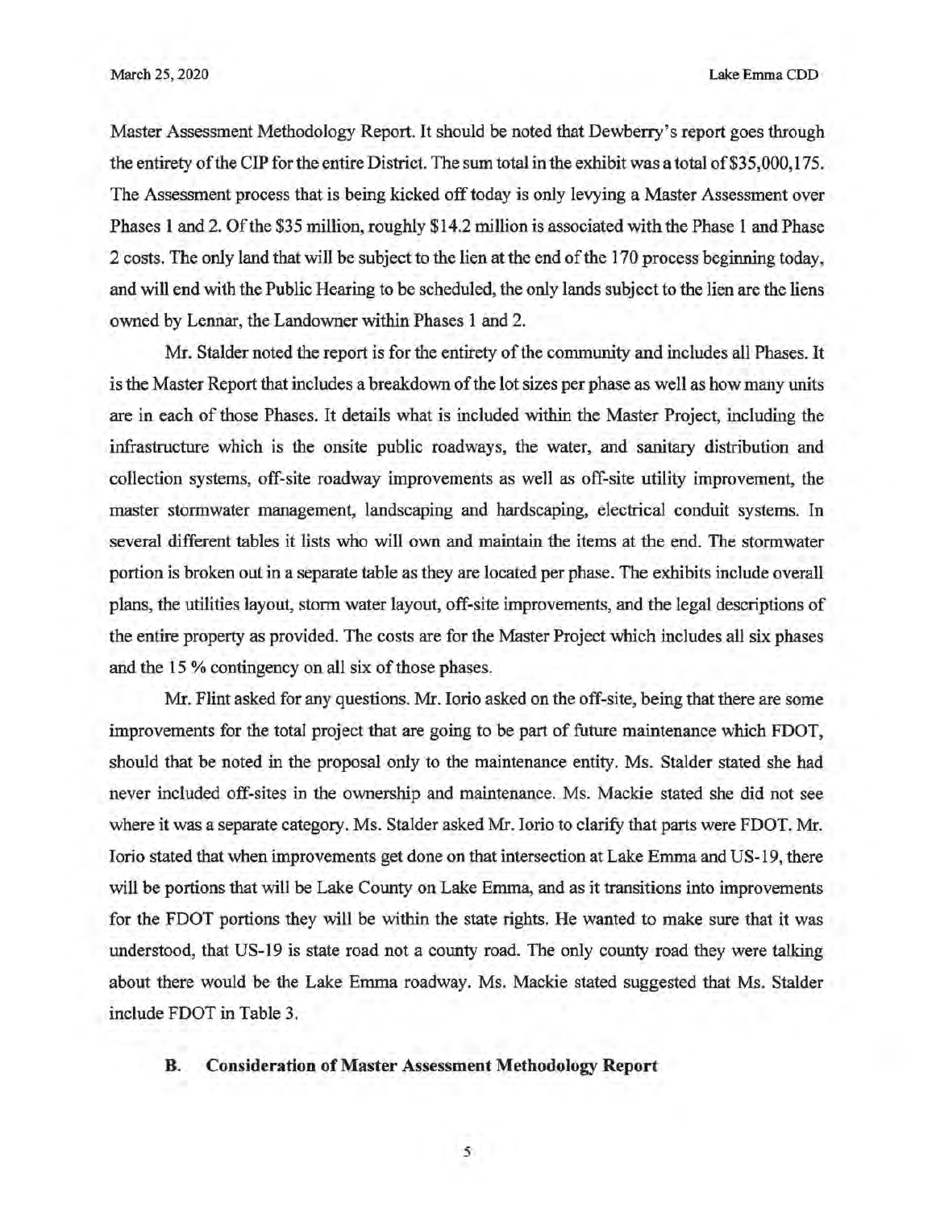Master Assessment Methodology Report. It should be noted that Dewberry's report goes through the entirety of the CIP for the entire District. The sum total in the exhibit was a total of $35,000,175. The Assessment process that is being kicked off today is only levying a Master Assessment over Phases 1 and 2. Of the $35 million, roughly $14.2 million is associated with the Phase 1 and Phase 2 costs. The only land that will be subject to the lien at the end of the 170 process beginning today, and will end with the Public Hearing to be scheduled, the only lands subject to the lien are the liens owned by Lennar, the Landowner within Phases 1 and 2.

Mr. Stalder noted the report is for the entirety of the community and includes all Phases. It is the Master Report that includes a breakdown of the lot sizes per phase as well as how many units are in each of those Phases. It details what is included within the Master Project, including the infrastructure which is the onsite public roadways, the water, and sanitary distribution and collection systems, off-site roadway improvements as well as off-site utility improvement, the master stormwater management, landscaping and hardscaping, electrical conduit systems. In several different tables it lists who will own and maintain the items at the end. The stormwater portion is broken out in a separate table as they are located per phase. The exhibits include overall plans, the utilities layout, storm water layout, off-site improvements, and the legal descriptions of the entire property as provided. The costs are for the Master Project which includes all six phases and the 15 % contingency on all six of those phases.

Mr. Flint asked for any questions. Mr. Iorio asked on the off-site, being that there are some improvements for the total project that are going to be part of future maintenance which FDOT, should that be noted in the proposal only to the maintenance entity. Ms. Stalder stated she had never included off-sites in the ownership and maintenance. Ms. Mackie stated she did not see where it was a separate category. Ms. Stalder asked Mr. Iorio to clarify that parts were FDOT. Mr. Iorio stated that when improvements get done on that intersection at Lake Emma and US-19, there will be portions that will be Lake County on Lake Emma, and as it transitions into improvements for the FDOT portions they will be within the state rights. He wanted to make sure that it was understood, that US-19 is state road not a county road. The only county road they were talking about there would be the Lake Emma roadway. Ms. Mackie stated suggested that Ms. Stalder include FDOT in Table 3.

**B. Consideration of Master Assessment Methodology Report**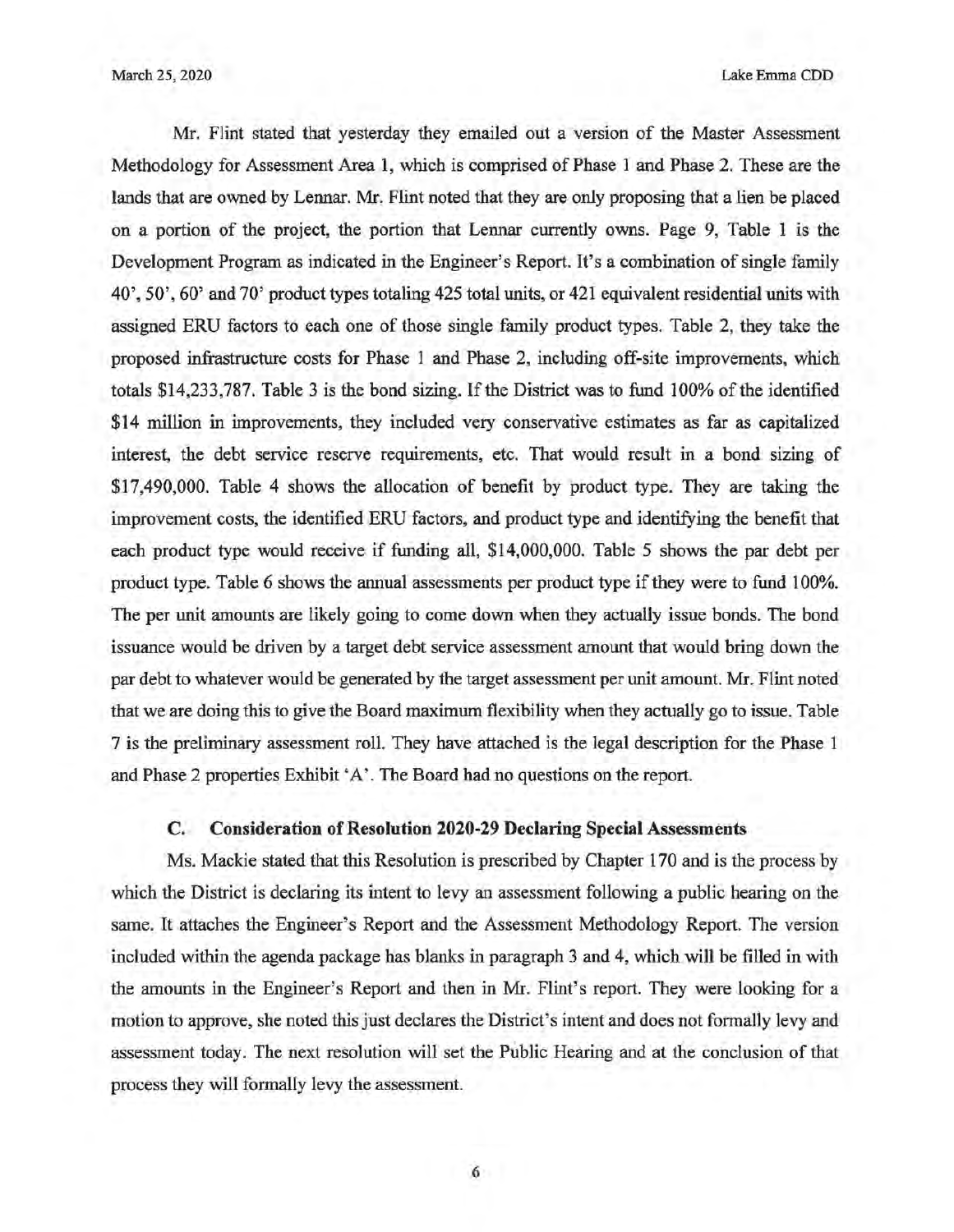Mr. Flint stated that yesterday they emailed out a version of the Master Assessment Methodology for Assessment Area 1, which is comprised of Phase 1 and Phase 2. These are the lands that are owned by Lennar. Mr. Flint noted that they are only proposing that a lien be placed on a portion of the project, the portion that Lennar currently owns. Page 9, Table 1 is the Development Program as indicated in the Engineer's Report. It's a combination of single family 40', 50', 60' and 70' product types totaling 425 total units, or 421 equivalent residential units with assigned ERU factors to each one of those single family product types. Table 2, they take the proposed infrastructure costs for Phase 1 and Phase 2, including off-site improvements, which totals $14,233,787. Table 3 is the bond sizing. If the District was to fund 100% of the identified $14 million in improvements, they included very conservative estimates as far as capitalized interest, the debt service reserve requirements, etc. That would result in a bond sizing of $17,490,000. Table 4 shows the allocation of benefit by product type. They are taking the improvement costs, the identified ERU factors, and product type and identifying the benefit that each product type would receive if funding all, $14,000,000. Table 5 shows the par debt per product type. Table 6 shows the annual assessments per product type if they were to fund 100%. The per unit amounts are likely going to come down when they actually issue bonds. The bond issuance would be driven by a target debt service assessment amount that would bring down the par debt to whatever would be generated by the target assessment per unit amount. Mr. Flint noted that we are doing this to give the Board maximum flexibility when they actually go to issue. Table 7 is the preliminary assessment roll. They have attached is the legal description for the Phase 1 and Phase 2 properties Exhibit 'A'. The Board had no questions on the report.

### C. Consideration of Resolution 2020-29 Declaring Special Assessments

Ms. Mackie stated that this Resolution is prescribed by Chapter 170 and is the process by which the District is declaring its intent to levy an assessment following a public hearing on the same. It attaches the Engineer's Report and the Assessment Methodology Report. The version included within the agenda package has blanks in paragraph 3 and 4, which will be filled in with the amounts in the Engineer's Report and then in Mr. Flint's report. They were looking for a motion to approve, she noted this just declares the District's intent and does not formally levy and assessment today. The next resolution will set the Public Hearing and at the conclusion of that process they will formally levy the assessment.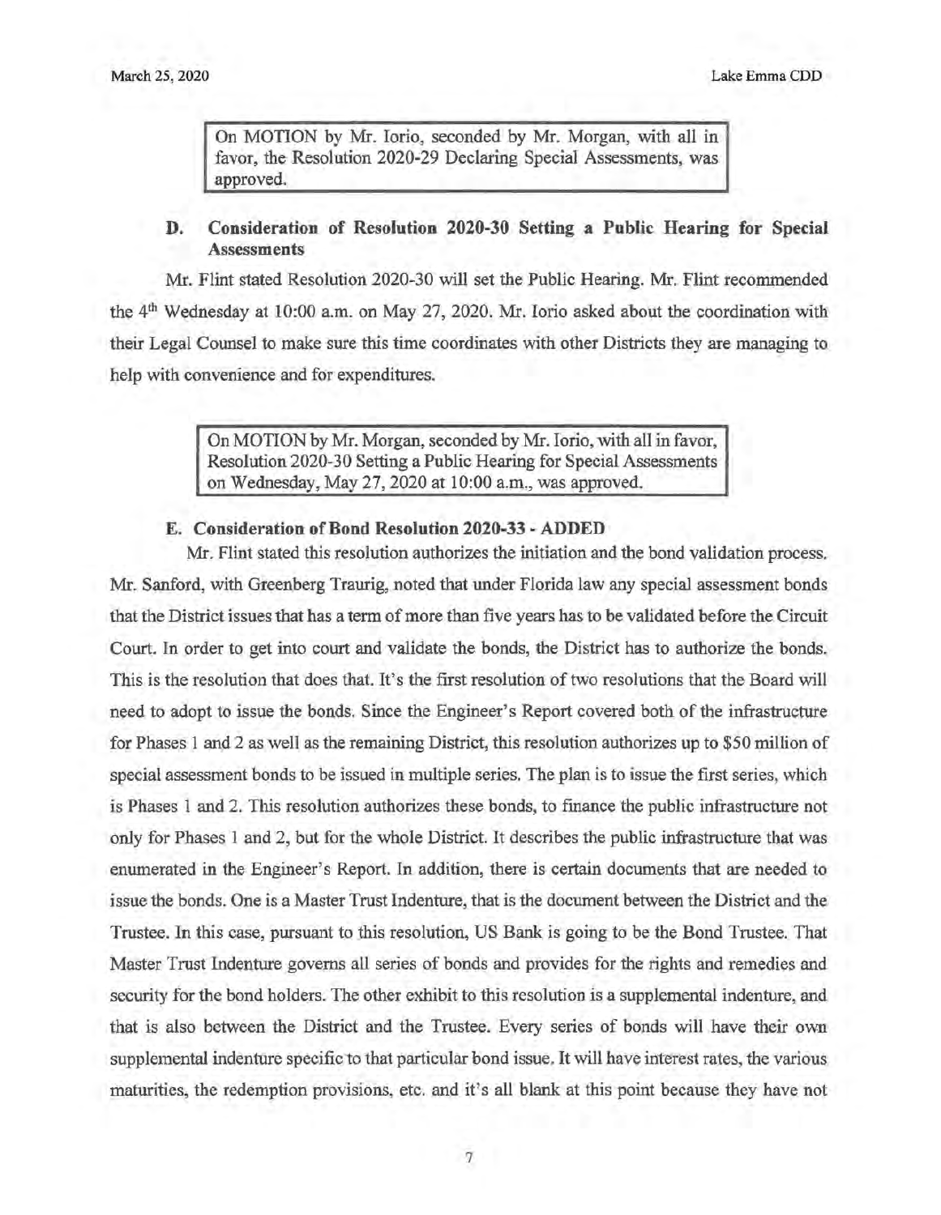On MOTION by Mr. Iorio, seconded by Mr. Morgan, with all in favor, the Resolution 2020-29 Declaring Special Assessments, was approved.

### D. Consideration of Resolution 2020-30 Setting a Public Hearing for Special Assessments

Mr. Flint stated Resolution 2020-30 will set the Public Hearing. Mr. Flint recommended the 4th Wednesday at 10:00 a.m. on May 27, 2020. Mr. Iorio asked about the coordination with their Legal Counsel to make sure this time coordinates with other Districts they are managing to help with convenience and for expenditures.

On MOTION by Mr. Morgan, seconded by Mr. Iorio, with all in favor, Resolution 2020-30 Setting a Public Hearing for Special Assessments on Wednesday, May 27, 2020 at 10:00 a.m., was approved.

### E. Consideration of Bond Resolution 2020-33 - ADDED

Mr. Flint stated this resolution authorizes the initiation and the bond validation process. Mr. Sanford, with Greenberg Traurig, noted that under Florida law any special assessment bonds that the District issues that has a term of more than five years has to be validated before the Circuit Court. In order to get into court and validate the bonds, the District has to authorize the bonds. This is the resolution that does that. It's the first resolution of two resolutions that the Board will need to adopt to issue the bonds. Since the Engineer's Report covered both of the infrastructure for Phases 1 and 2 as well as the remaining District, this resolution authorizes up to $50 million of special assessment bonds to be issued in multiple series. The plan is to issue the first series, which is Phases 1 and 2. This resolution authorizes these bonds, to finance the public infrastructure not only for Phases 1 and 2, but for the whole District. It describes the public infrastructure that was enumerated in the Engineer's Report. In addition, there is certain documents that are needed to issue the bonds. One is a Master Trust Indenture, that is the document between the District and the Trustee. In this case, pursuant to this resolution, US Bank is going to be the Bond Trustee. That Master Trust Indenture governs all series of bonds and provides for the rights and remedies and security for the bond holders. The other exhibit to this resolution is a supplemental indenture, and that is also between the District and the Trustee. Every series of bonds will have their own supplemental indenture specific to that particular bond issue. It will have interest rates, the various maturities, the redemption provisions, etc. and it's all blank at this point because they have not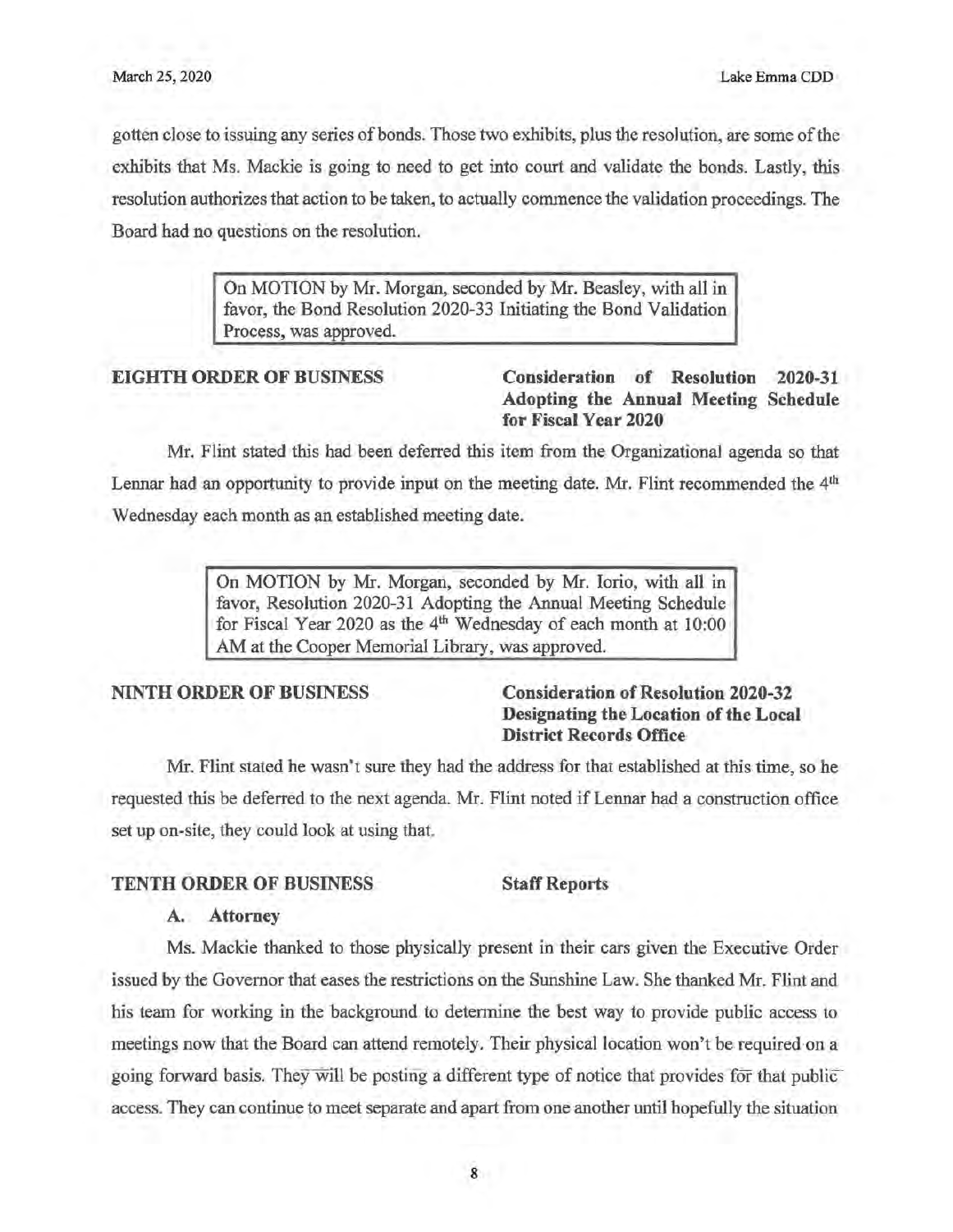gotten close to issuing any series of bonds. Those two exhibits, plus the resolution, are some of the exhibits that Ms. Mackie is going to need to get into court and validate the bonds. Lastly, this resolution authorizes that action to be taken, to actually commence the validation proceedings. The Board had no questions on the resolution.

> On MOTION by Mr. Morgan, seconded by Mr. Beasley, with all in favor, the Bond Resolution 2020-33 Initiating the Bond Validation Process, was approved.

**EIGHTH ORDER OF BUSINESS** **Consideration of Resolution 2020-31 Adopting the Annual Meeting Schedule for Fiscal Year 2020**

Mr. Flint stated this had been deferred this item from the Organizational agenda so that Lennar had an opportunity to provide input on the meeting date. Mr. Flint recommended the 4th Wednesday each month as an established meeting date.

> On MOTION by Mr. Morgan, seconded by Mr. Iorio, with all in favor, Resolution 2020-31 Adopting the Annual Meeting Schedule for Fiscal Year 2020 as the 4th Wednesday of each month at 10:00 AM at the Cooper Memorial Library, was approved.

**NINTH ORDER OF BUSINESS** **Consideration of Resolution 2020-32 Designating the Location of the Local District Records Office**

Mr. Flint stated he wasn't sure they had the address for that established at this time, so he requested this be deferred to the next agenda. Mr. Flint noted if Lennar had a construction office set up on-site, they could look at using that.

**TENTH ORDER OF BUSINESS** **Staff Reports**

**A. Attorney**

Ms. Mackie thanked to those physically present in their cars given the Executive Order issued by the Governor that eases the restrictions on the Sunshine Law. She thanked Mr. Flint and his team for working in the background to determine the best way to provide public access to meetings now that the Board can attend remotely. Their physical location won't be required on a going forward basis. They will be posting a different type of notice that provides for that public access. They can continue to meet separate and apart from one another until hopefully the situation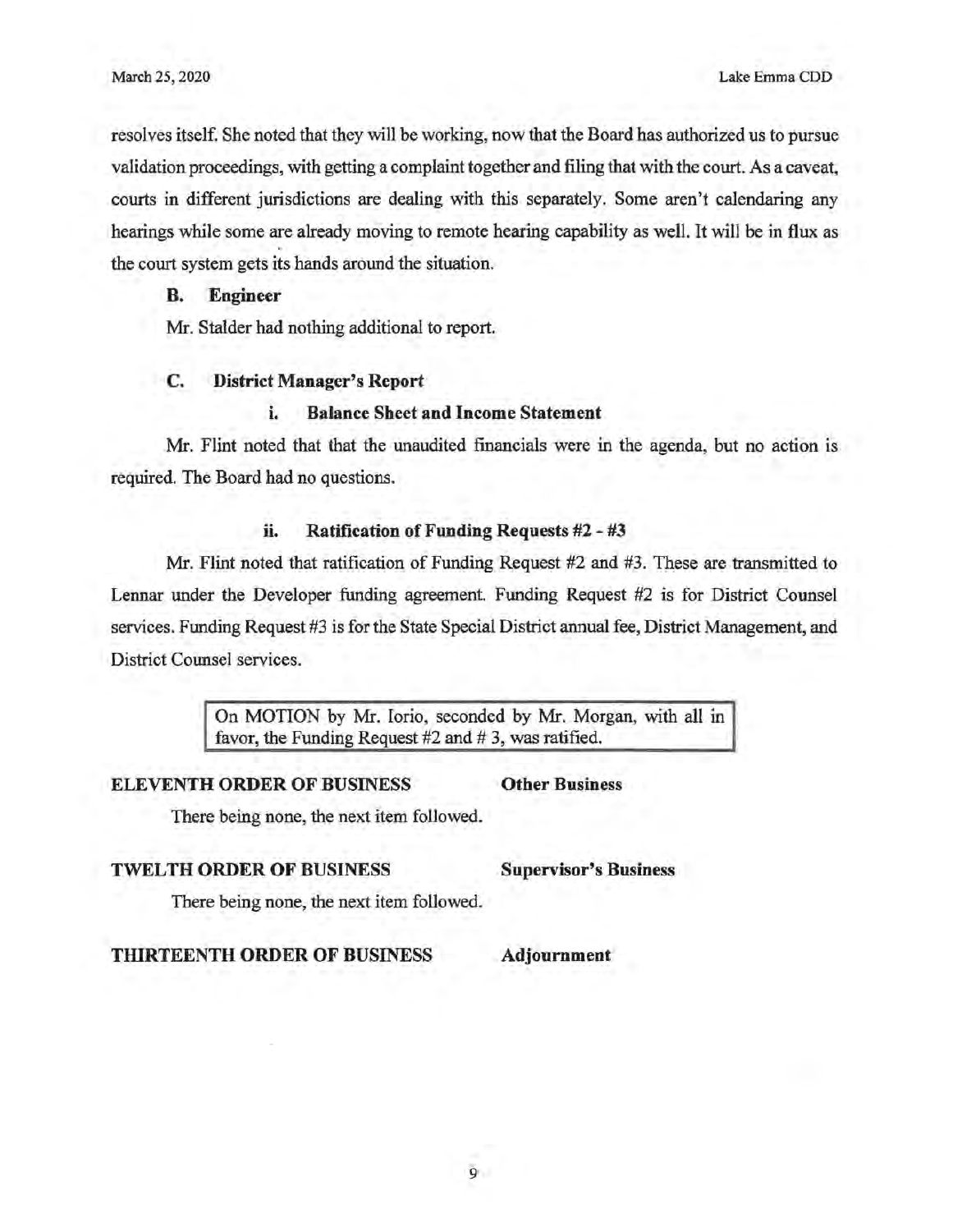resolves itself. She noted that they will be working, now that the Board has authorized us to pursue validation proceedings, with getting a complaint together and filing that with the court. As a caveat, courts in different jurisdictions are dealing with this separately. Some aren't calendaring any hearings while some are already moving to remote hearing capability as well. It will be in flux as the court system gets its hands around the situation.

**B. Engineer**

Mr. Stalder had nothing additional to report.

**C. District Manager's Report**

**i. Balance Sheet and Income Statement**

Mr. Flint noted that that the unaudited financials were in the agenda, but no action is required. The Board had no questions.

**ii. Ratification of Funding Requests #2 - #3**

Mr. Flint noted that ratification of Funding Request #2 and #3. These are transmitted to Lennar under the Developer funding agreement. Funding Request #2 is for District Counsel services. Funding Request #3 is for the State Special District annual fee, District Management, and District Counsel services.

> On MOTION by Mr. Iorio, seconded by Mr. Morgan, with all in favor, the Funding Request #2 and # 3, was ratified.

**ELEVENTH ORDER OF BUSINESS** **Other Business**

There being none, the next item followed.

**TWELTH ORDER OF BUSINESS** **Supervisor's Business**

There being none, the next item followed.

**THIRTEENTH ORDER OF BUSINESS** **Adjournment**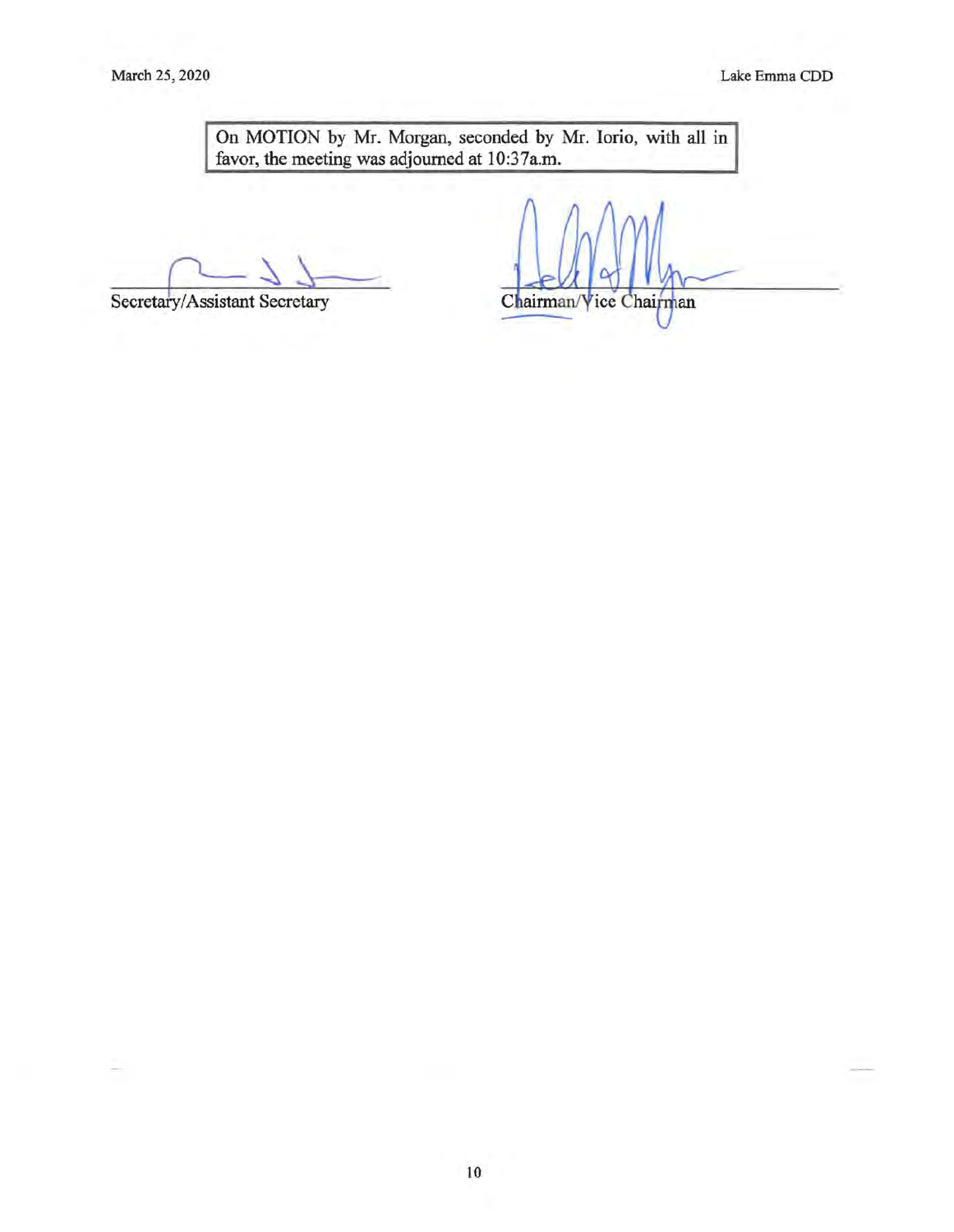> On MOTION by Mr. Morgan, seconded by Mr. Iorio, with all in favor, the meeting was adjourned at 10:37a.m.

Secretary/Assistant Secretary

Chairman/Vice Chairman